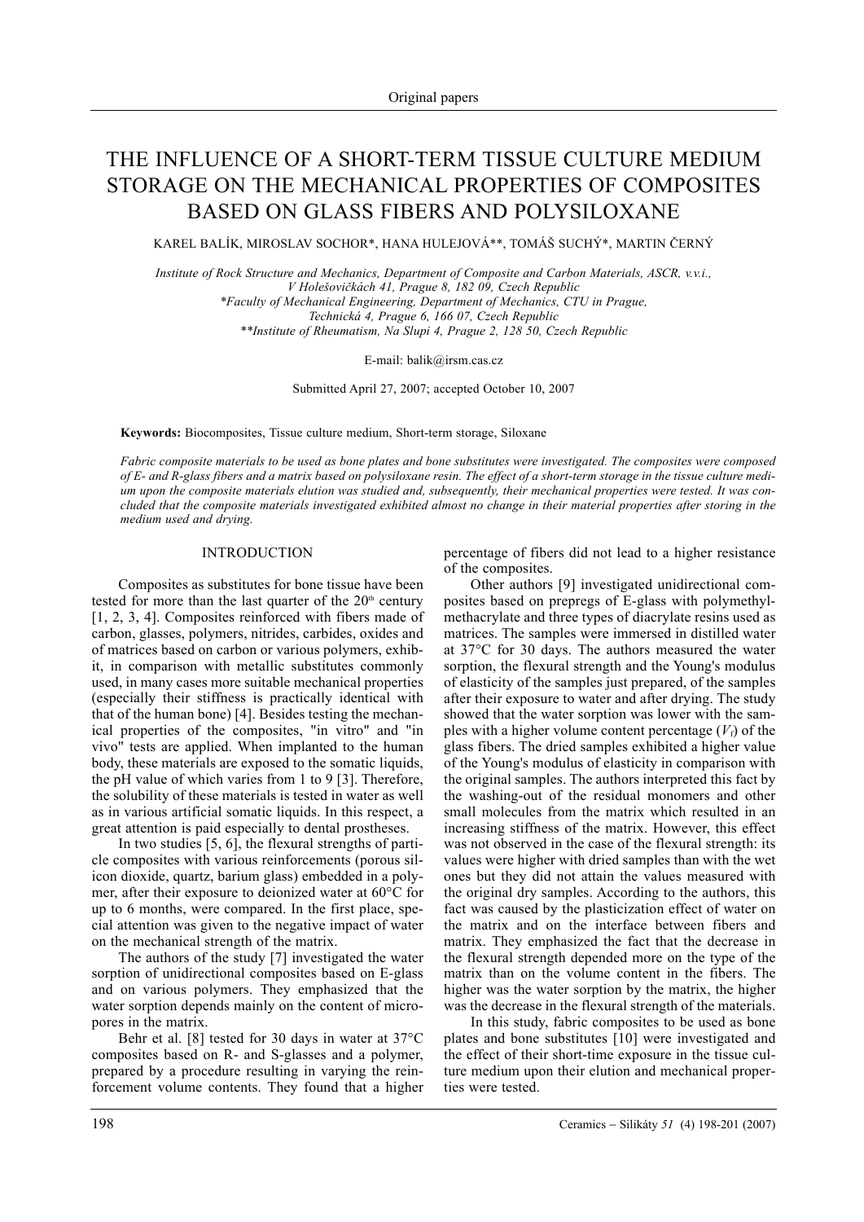# THE INFLUENCE OF A SHORT-TERM TISSUE CULTURE MEDIUM STORAGE ON THE MECHANICAL PROPERTIES OF COMPOSITES BASED ON GLASS FIBERS AND POLYSILOXANE

KAREL BALÍK, MIROSLAV SOCHOR*, HANA HULEJOVÁ**, TOMÁŠ SUCHÝ*, MARTIN ČERNÝ

*Institute of Rock Structure and Mechanics, Department of Composite and Carbon Materials, ASCR, v.v.i., V Holešovičkách 41, Prague 8, 182 09, Czech Republic*
*\*Faculty of Mechanical Engineering, Department of Mechanics, CTU in Prague, Technická 4, Prague 6, 166 07, Czech Republic*
*\*\*Institute of Rheumatism, Na Slupi 4, Prague 2, 128 50, Czech Republic*

E-mail: balik@irsm.cas.cz

Submitted April 27, 2007; accepted October 10, 2007

**Keywords:** Biocomposites, Tissue culture medium, Short-term storage, Siloxane

*Fabric composite materials to be used as bone plates and bone substitutes were investigated. The composites were composed of E- and R-glass fibers and a matrix based on polysiloxane resin. The effect of a short-term storage in the tissue culture medium upon the composite materials elution was studied and, subsequently, their mechanical properties were tested. It was concluded that the composite materials investigated exhibited almost no change in their material properties after storing in the medium used and drying.*

## INTRODUCTION

Composites as substitutes for bone tissue have been tested for more than the last quarter of the 20th century [1, 2, 3, 4]. Composites reinforced with fibers made of carbon, glasses, polymers, nitrides, carbides, oxides and of matrices based on carbon or various polymers, exhibit, in comparison with metallic substitutes commonly used, in many cases more suitable mechanical properties (especially their stiffness is practically identical with that of the human bone) [4]. Besides testing the mechanical properties of the composites, "in vitro" and "in vivo" tests are applied. When implanted to the human body, these materials are exposed to the somatic liquids, the pH value of which varies from 1 to 9 [3]. Therefore, the solubility of these materials is tested in water as well as in various artificial somatic liquids. In this respect, a great attention is paid especially to dental prostheses.

In two studies [5, 6], the flexural strengths of particle composites with various reinforcements (porous silicon dioxide, quartz, barium glass) embedded in a polymer, after their exposure to deionized water at 60°C for up to 6 months, were compared. In the first place, special attention was given to the negative impact of water on the mechanical strength of the matrix.

The authors of the study [7] investigated the water sorption of unidirectional composites based on E-glass and on various polymers. They emphasized that the water sorption depends mainly on the content of micropores in the matrix.

Behr et al. [8] tested for 30 days in water at 37°C composites based on R- and S-glasses and a polymer, prepared by a procedure resulting in varying the reinforcement volume contents. They found that a higher percentage of fibers did not lead to a higher resistance of the composites.

Other authors [9] investigated unidirectional composites based on prepregs of E-glass with polymethylmethacrylate and three types of diacrylate resins used as matrices. The samples were immersed in distilled water at 37°C for 30 days. The authors measured the water sorption, the flexural strength and the Young's modulus of elasticity of the samples just prepared, of the samples after their exposure to water and after drying. The study showed that the water sorption was lower with the samples with a higher volume content percentage ($V_f$) of the glass fibers. The dried samples exhibited a higher value of the Young's modulus of elasticity in comparison with the original samples. The authors interpreted this fact by the washing-out of the residual monomers and other small molecules from the matrix which resulted in an increasing stiffness of the matrix. However, this effect was not observed in the case of the flexural strength: its values were higher with dried samples than with the wet ones but they did not attain the values measured with the original dry samples. According to the authors, this fact was caused by the plasticization effect of water on the matrix and on the interface between fibers and matrix. They emphasized the fact that the decrease in the flexural strength depended more on the type of the matrix than on the volume content in the fibers. The higher was the water sorption by the matrix, the higher was the decrease in the flexural strength of the materials.

In this study, fabric composites to be used as bone plates and bone substitutes [10] were investigated and the effect of their short-time exposure in the tissue culture medium upon their elution and mechanical properties were tested.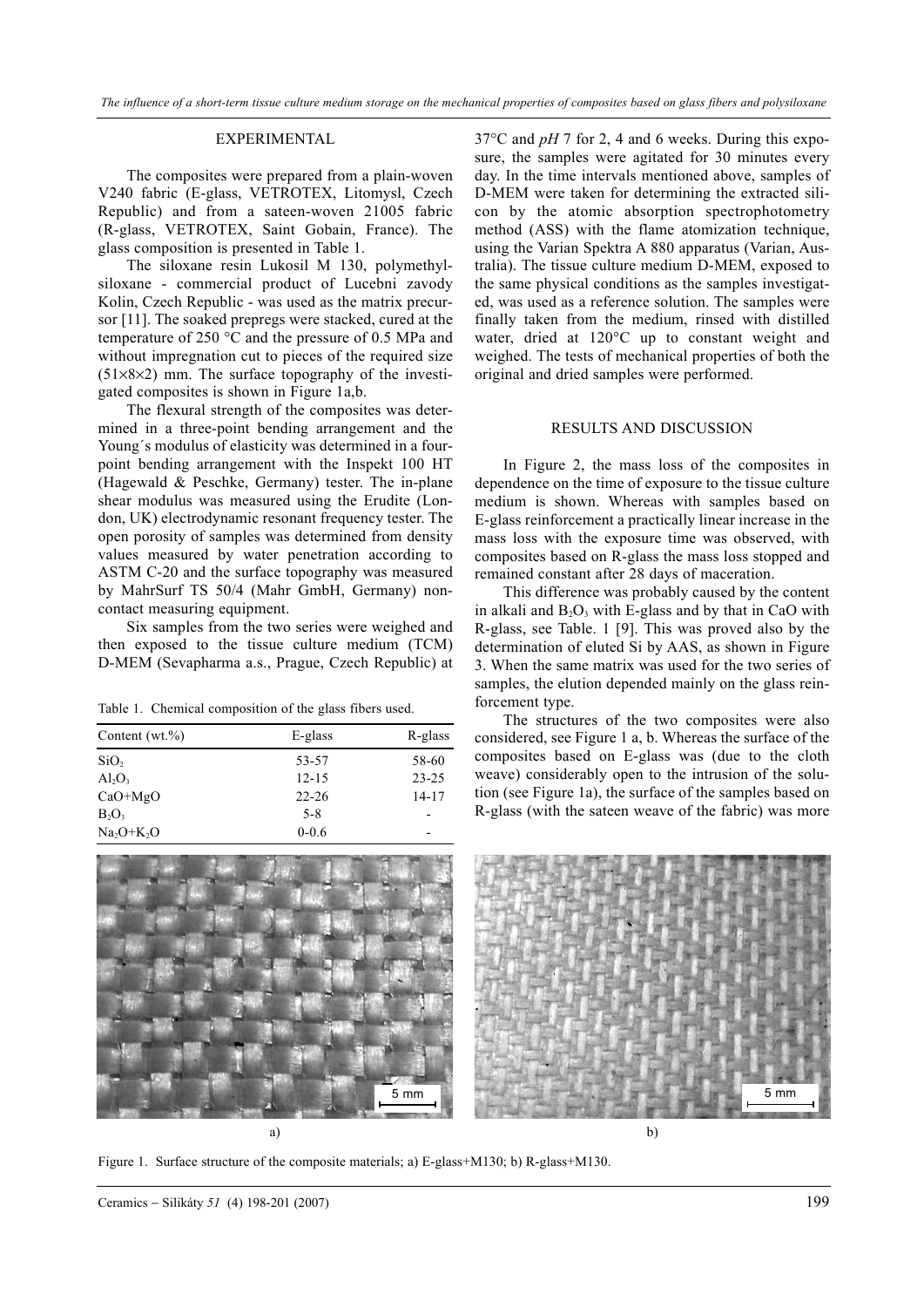## EXPERIMENTAL

The composites were prepared from a plain-woven V240 fabric (E-glass, VETROTEX, Litomysl, Czech Republic) and from a sateen-woven 21005 fabric (R-glass, VETROTEX, Saint Gobain, France). The glass composition is presented in Table 1.

The siloxane resin Lukosil M 130, polymethylsiloxane - commercial product of Lucebni zavody Kolin, Czech Republic - was used as the matrix precursor [11]. The soaked prepregs were stacked, cured at the temperature of 250 °C and the pressure of 0.5 MPa and without impregnation cut to pieces of the required size (51×8×2) mm. The surface topography of the investigated composites is shown in Figure 1a,b.

The flexural strength of the composites was determined in a three-point bending arrangement and the Young´s modulus of elasticity was determined in a four-point bending arrangement with the Inspekt 100 HT (Hagewald & Peschke, Germany) tester. The in-plane shear modulus was measured using the Erudite (London, UK) electrodynamic resonant frequency tester. The open porosity of samples was determined from density values measured by water penetration according to ASTM C-20 and the surface topography was measured by MahrSurf TS 50/4 (Mahr GmbH, Germany) non-contact measuring equipment.

Six samples from the two series were weighed and then exposed to the tissue culture medium (TCM) D-MEM (Sevapharma a.s., Prague, Czech Republic) at 37°C and *pH* 7 for 2, 4 and 6 weeks. During this exposure, the samples were agitated for 30 minutes every day. In the time intervals mentioned above, samples of D-MEM were taken for determining the extracted silicon by the atomic absorption spectrophotometry method (ASS) with the flame atomization technique, using the Varian Spektra A 880 apparatus (Varian, Australia). The tissue culture medium D-MEM, exposed to the same physical conditions as the samples investigated, was used as a reference solution. The samples were finally taken from the medium, rinsed with distilled water, dried at 120°C up to constant weight and weighed. The tests of mechanical properties of both the original and dried samples were performed.

Table 1. Chemical composition of the glass fibers used.

| Content (wt.%) | E-glass | R-glass |
|---|---|---|
| $SiO_2$ | 53-57 | 58-60 |
| $Al_2O_3$ | 12-15 | 23-25 |
| CaO+MgO | 22-26 | 14-17 |
| $B_2O_3$ | 5-8 | - |
| $Na_2O+K_2O$ | 0-0.6 | - |

## RESULTS AND DISCUSSION

In Figure 2, the mass loss of the composites in dependence on the time of exposure to the tissue culture medium is shown. Whereas with samples based on E-glass reinforcement a practically linear increase in the mass loss with the exposure time was observed, with composites based on R-glass the mass loss stopped and remained constant after 28 days of maceration.

This difference was probably caused by the content in alkali and $B_2O_3$ with E-glass and by that in CaO with R-glass, see Table. 1 [9]. This was proved also by the determination of eluted Si by AAS, as shown in Figure 3. When the same matrix was used for the two series of samples, the elution depended mainly on the glass reinforcement type.

The structures of the two composites were also considered, see Figure 1 a, b. Whereas the surface of the composites based on E-glass was (due to the cloth weave) considerably open to the intrusion of the solution (see Figure 1a), the surface of the samples based on R-glass (with the sateen weave of the fabric) was more

Figure 1. Surface structure of the composite materials; a) E-glass+M130; b) R-glass+M130.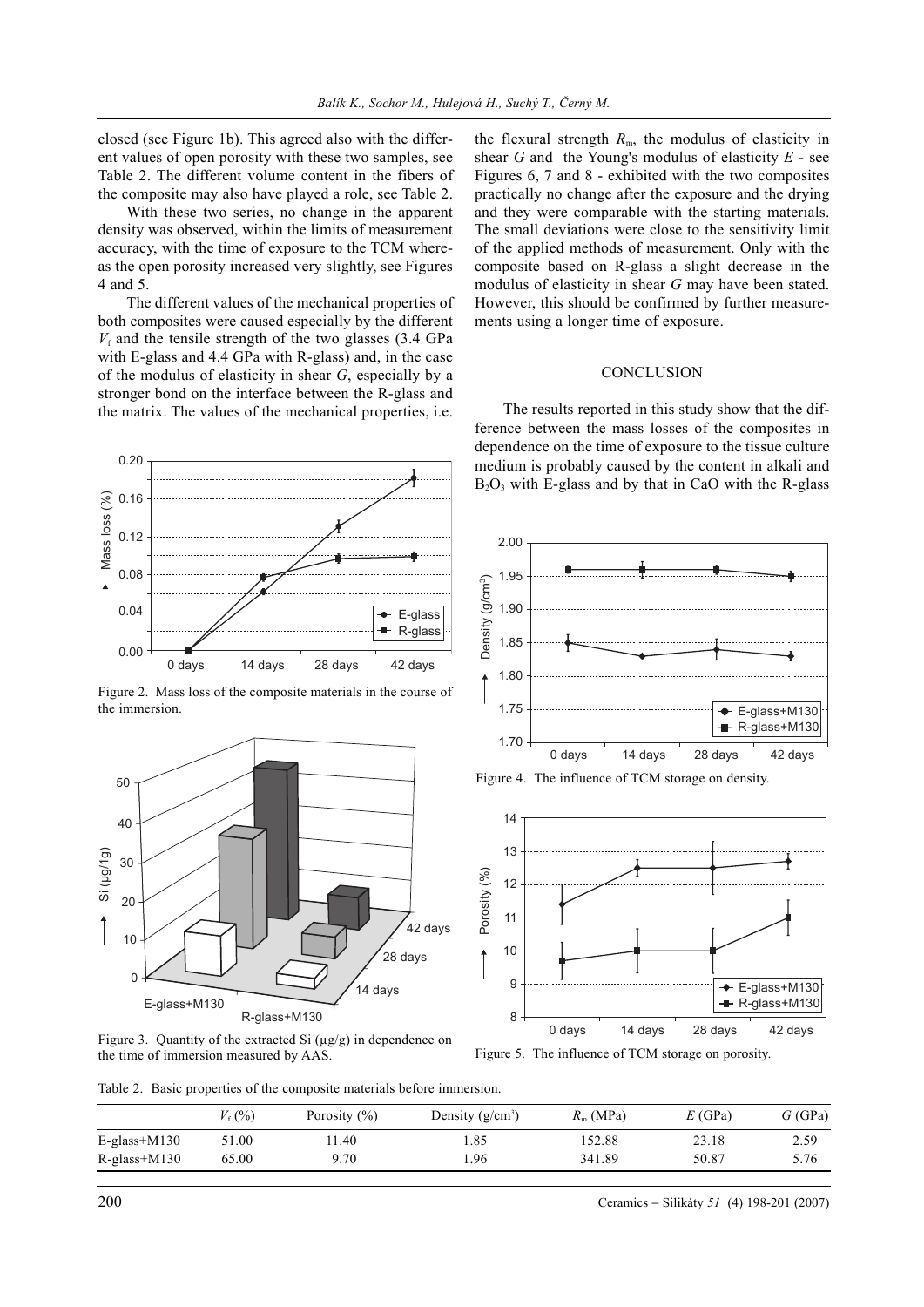closed (see Figure 1b). This agreed also with the different values of open porosity with these two samples, see Table 2. The different volume content in the fibers of the composite may also have played a role, see Table 2.

With these two series, no change in the apparent density was observed, within the limits of measurement accuracy, with the time of exposure to the TCM whereas the open porosity increased very slightly, see Figures 4 and 5.

The different values of the mechanical properties of both composites were caused especially by the different $V_f$ and the tensile strength of the two glasses (3.4 GPa with E-glass and 4.4 GPa with R-glass) and, in the case of the modulus of elasticity in shear $G$, especially by a stronger bond on the interface between the R-glass and the matrix. The values of the mechanical properties, i.e. the flexural strength $R_m$, the modulus of elasticity in shear $G$ and the Young's modulus of elasticity $E$ - see Figures 6, 7 and 8 - exhibited with the two composites practically no change after the exposure and the drying and they were comparable with the starting materials. The small deviations were close to the sensitivity limit of the applied methods of measurement. Only with the composite based on R-glass a slight decrease in the modulus of elasticity in shear $G$ may have been stated. However, this should be confirmed by further measurements using a longer time of exposure.

Figure 2. Mass loss of the composite materials in the course of the immersion.

Figure 3. Quantity of the extracted Si (µg/g) in dependence on the time of immersion measured by AAS.

## CONCLUSION

The results reported in this study show that the difference between the mass losses of the composites in dependence on the time of exposure to the tissue culture medium is probably caused by the content in alkali and $B_2O_3$ with E-glass and by that in CaO with the R-glass

Figure 4. The influence of TCM storage on density.

Figure 5. The influence of TCM storage on porosity.

Table 2. Basic properties of the composite materials before immersion.

| | $V_f$ (%) | Porosity (%) | Density (g/cm$^3$) | $R_m$ (MPa) | $E$ (GPa) | $G$ (GPa) |
|---|---|---|---|---|---|---|
| E-glass+M130 | 51.00 | 11.40 | 1.85 | 152.88 | 23.18 | 2.59 |
| R-glass+M130 | 65.00 | 9.70 | 1.96 | 341.89 | 50.87 | 5.76 |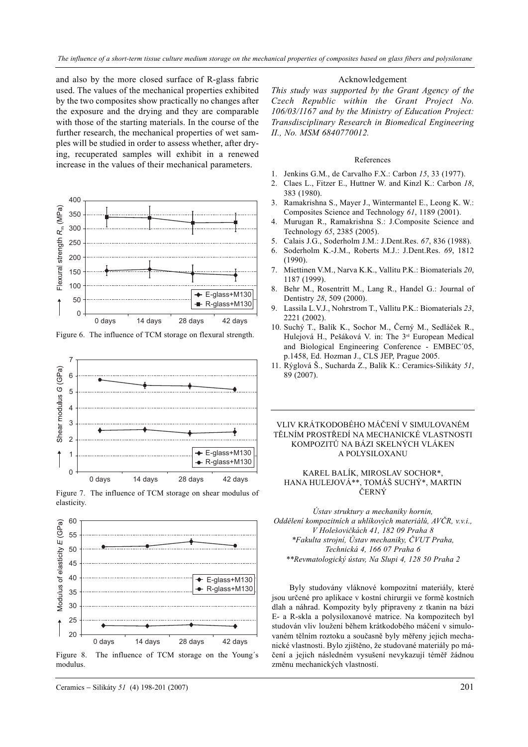and also by the more closed surface of R-glass fabric used. The values of the mechanical properties exhibited by the two composites show practically no changes after the exposure and the drying and they are comparable with those of the starting materials. In the course of the further research, the mechanical properties of wet samples will be studied in order to assess whether, after drying, recuperated samples will exhibit in a renewed increase in the values of their mechanical parameters.

Flexural strength $R_m$ (MPa)
400
350
300
250
200
150
100
50
0
0 days
14 days
28 days
42 days
E-glass+M130
R-glass+M130

Figure 6. The influence of TCM storage on flexural strength.

Shear modulus $G$ (GPa)
7
6
5
4
3
2
1
0
0 days
14 days
28 days
42 days
E-glass+M130
R-glass+M130

Figure 7. The influence of TCM storage on shear modulus of elasticity.

Modulus of elasticity $E$ (GPa)
60
55
50
45
40
35
30
25
20
0 days
14 days
28 days
42 days
E-glass+M130
R-glass+M130

Figure 8. The influence of TCM storage on the Young´s modulus.

## Acknowledgement

*This study was supported by the Grant Agency of the Czech Republic within the Grant Project No. 106/03/1167 and by the Ministry of Education Project: Transdisciplinary Research in Biomedical Engineering II., No. MSM 6840770012.*

## References

1. Jenkins G.M., de Carvalho F.X.: Carbon *15*, 33 (1977).
2. Claes L., Fitzer E., Huttner W. and Kinzl K.: Carbon *18*, 383 (1980).
3. Ramakrishna S., Mayer J., Wintermantel E., Leong K. W.: Composites Science and Technology *61*, 1189 (2001).
4. Murugan R., Ramakrishna S.: J.Composite Science and Technology *65*, 2385 (2005).
5. Calais J.G., Soderholm J.M.: J.Dent.Res. *67*, 836 (1988).
6. Soderholm K.-J.M., Roberts M.J.: J.Dent.Res. *69*, 1812 (1990).
7. Miettinen V.M., Narva K.K., Vallitu P.K.: Biomaterials *20*, 1187 (1999).
8. Behr M., Rosentritt M., Lang R., Handel G.: Journal of Dentistry *28*, 509 (2000).
9. Lassila L.V.J., Nohrstrom T., Vallitu P.K.: Biomaterials *23*, 2221 (2002).
10. Suchý T., Balík K., Sochor M., Černý M., Sedláček R., Hulejová H., Pešáková V. in: The 3rd European Medical and Biological Engineering Conference - EMBEC´05, p.1458, Ed. Hozman J., CLS JEP, Prague 2005.
11. Rýglová Š., Sucharda Z., Balík K.: Ceramics-Silikáty *51*, 89 (2007).

## VLIV KRÁTKODOBÉHO MÁČENÍ V SIMULOVANÉM TĚLNÍM PROSTŘEDÍ NA MECHANICKÉ VLASTNOSTI KOMPOZITŮ NA BÁZI SKELNÝCH VLÁKEN A POLYSILOXANU

KAREL BALÍK, MIROSLAV SOCHOR*, HANA HULEJOVÁ**, TOMÁŠ SUCHÝ*, MARTIN ČERNÝ

*Ústav struktury a mechaniky hornin, Oddělení kompozitních a uhlíkových materiálů, AVČR, v.v.i., V Holešovičkách 41, 182 09 Praha 8*
*\*Fakulta strojní, Ústav mechaniky, ČVUT Praha, Technická 4, 166 07 Praha 6*
*\*\*Revmatologický ústav, Na Slupi 4, 128 50 Praha 2*

Byly studovány vláknové kompozitní materiály, které jsou určené pro aplikace v kostní chirurgii ve formě kostních dlah a náhrad. Kompozity byly připraveny z tkanin na bázi E- a R-skla a polysiloxanové matrice. Na kompozitech byl studován vliv loužení během krátkodobého máčení v simulovaném tělním roztoku a současně byly měřeny jejich mechanické vlastnosti. Bylo zjištěno, že studované materiály po máčení a jejich následném vysušení nevykazují téměř žádnou změnu mechanických vlastností.